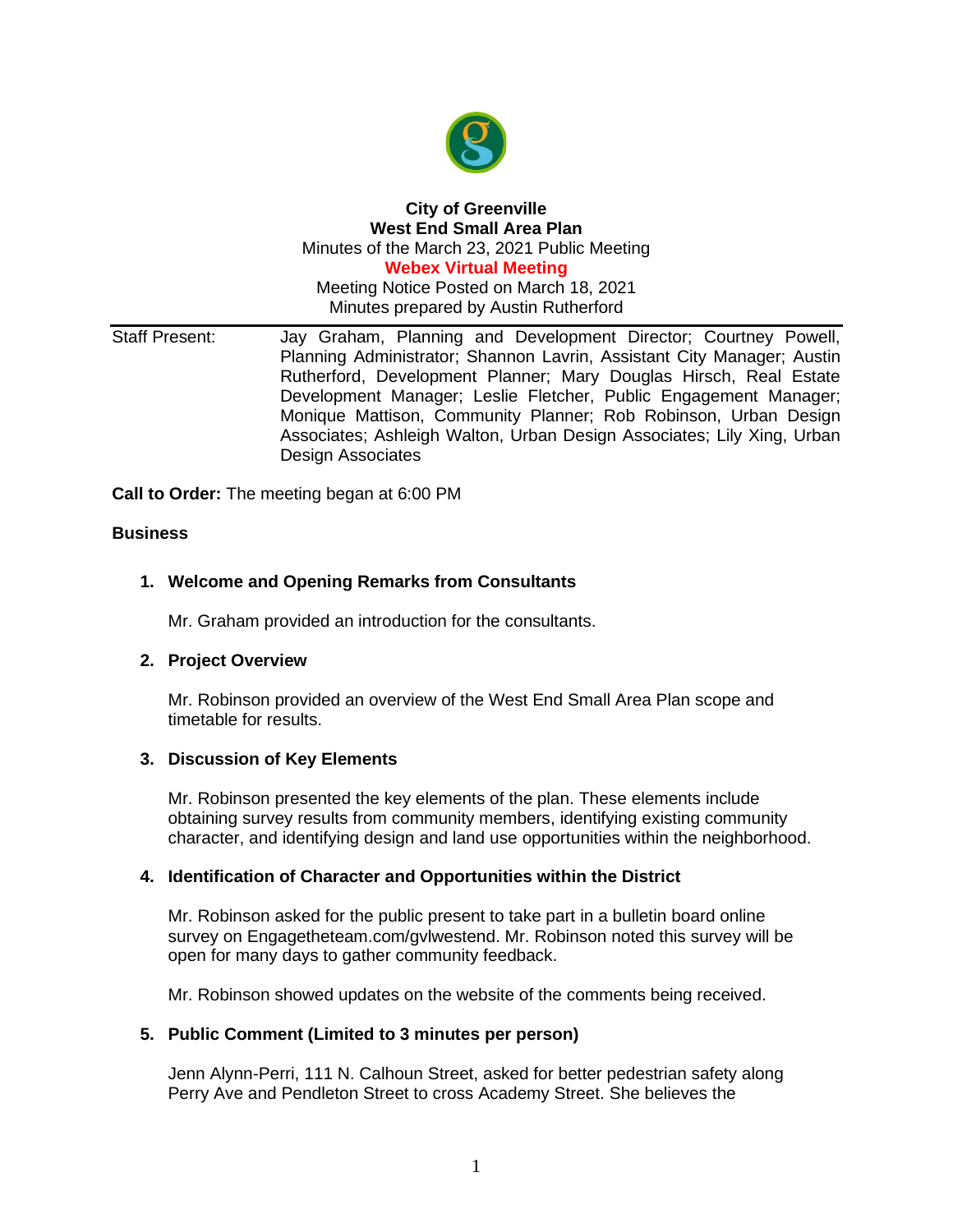**City of Greenville**
**West End Small Area Plan**
Minutes of the March 23, 2021 Public Meeting
**Webex Virtual Meeting**
Meeting Notice Posted on March 18, 2021
Minutes prepared by Austin Rutherford

Staff Present: Jay Graham, Planning and Development Director; Courtney Powell, Planning Administrator; Shannon Lavrin, Assistant City Manager; Austin Rutherford, Development Planner; Mary Douglas Hirsch, Real Estate Development Manager; Leslie Fletcher, Public Engagement Manager; Monique Mattison, Community Planner; Rob Robinson, Urban Design Associates; Ashleigh Walton, Urban Design Associates; Lily Xing, Urban Design Associates

**Call to Order:** The meeting began at 6:00 PM

**Business**

1. **Welcome and Opening Remarks from Consultants**

   Mr. Graham provided an introduction for the consultants.

2. **Project Overview**

   Mr. Robinson provided an overview of the West End Small Area Plan scope and timetable for results.

3. **Discussion of Key Elements**

   Mr. Robinson presented the key elements of the plan. These elements include obtaining survey results from community members, identifying existing community character, and identifying design and land use opportunities within the neighborhood.

4. **Identification of Character and Opportunities within the District**

   Mr. Robinson asked for the public present to take part in a bulletin board online survey on Engagetheteam.com/gvlwestend. Mr. Robinson noted this survey will be open for many days to gather community feedback.

   Mr. Robinson showed updates on the website of the comments being received.

5. **Public Comment (Limited to 3 minutes per person)**

   Jenn Alynn-Perri, 111 N. Calhoun Street, asked for better pedestrian safety along Perry Ave and Pendleton Street to cross Academy Street. She believes the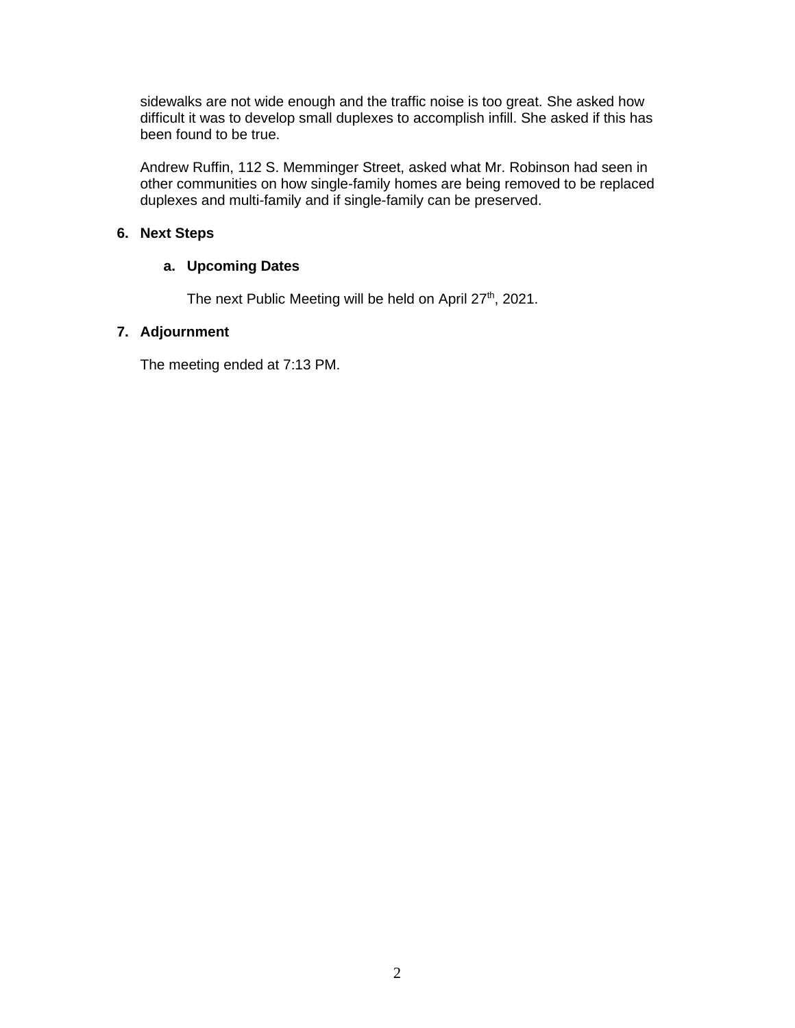sidewalks are not wide enough and the traffic noise is too great. She asked how difficult it was to develop small duplexes to accomplish infill. She asked if this has been found to be true.

Andrew Ruffin, 112 S. Memminger Street, asked what Mr. Robinson had seen in other communities on how single-family homes are being removed to be replaced duplexes and multi-family and if single-family can be preserved.

**6. Next Steps**

**a. Upcoming Dates**

The next Public Meeting will be held on April 27th, 2021.

**7. Adjournment**

The meeting ended at 7:13 PM.